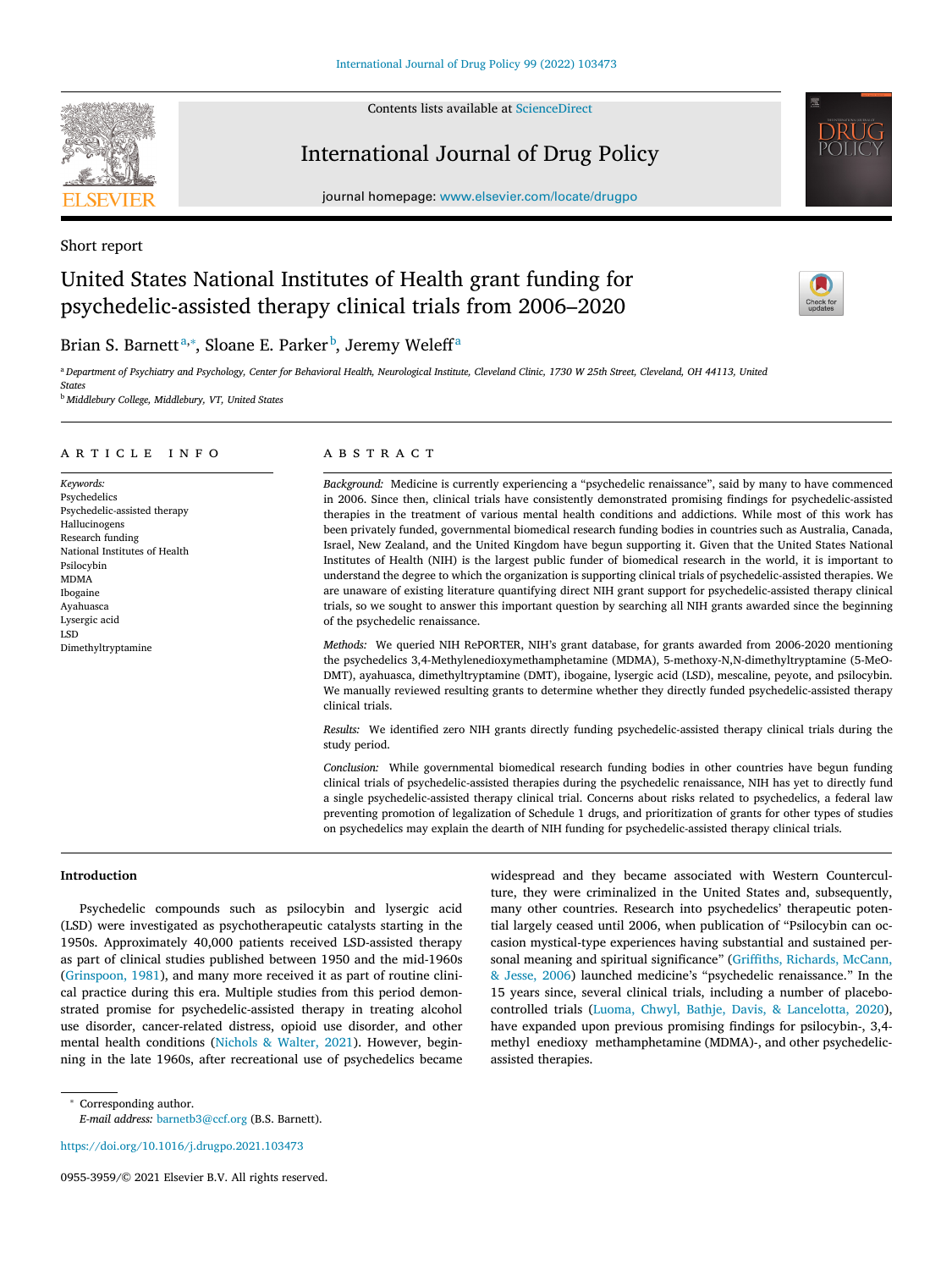Short report

# United States National Institutes of Health grant funding for psychedelic-assisted therapy clinical trials from 2006–2020

Brian S. Barnett[a,*], Sloane E. Parker[b], Jeremy Weleff[a]

[a] *Department of Psychiatry and Psychology, Center for Behavioral Health, Neurological Institute, Cleveland Clinic, 1730 W 25th Street, Cleveland, OH 44113, United States*

[b] *Middlebury College, Middlebury, VT, United States*

## ARTICLE INFO

*Keywords:*
Psychedelics
Psychedelic-assisted therapy
Hallucinogens
Research funding
National Institutes of Health
Psilocybin
MDMA
Ibogaine
Ayahuasca
Lysergic acid
LSD
Dimethyltryptamine

## ABSTRACT

*Background:* Medicine is currently experiencing a "psychedelic renaissance", said by many to have commenced in 2006. Since then, clinical trials have consistently demonstrated promising findings for psychedelic-assisted therapies in the treatment of various mental health conditions and addictions. While most of this work has been privately funded, governmental biomedical research funding bodies in countries such as Australia, Canada, Israel, New Zealand, and the United Kingdom have begun supporting it. Given that the United States National Institutes of Health (NIH) is the largest public funder of biomedical research in the world, it is important to understand the degree to which the organization is supporting clinical trials of psychedelic-assisted therapies. We are unaware of existing literature quantifying direct NIH grant support for psychedelic-assisted therapy clinical trials, so we sought to answer this important question by searching all NIH grants awarded since the beginning of the psychedelic renaissance.

*Methods:* We queried NIH RePORTER, NIH's grant database, for grants awarded from 2006-2020 mentioning the psychedelics 3,4-Methylenedioxymethamphetamine (MDMA), 5-methoxy-N,N-dimethyltryptamine (5-MeO-DMT), ayahuasca, dimethyltryptamine (DMT), ibogaine, lysergic acid (LSD), mescaline, peyote, and psilocybin. We manually reviewed resulting grants to determine whether they directly funded psychedelic-assisted therapy clinical trials.

*Results:* We identified zero NIH grants directly funding psychedelic-assisted therapy clinical trials during the study period.

*Conclusion:* While governmental biomedical research funding bodies in other countries have begun funding clinical trials of psychedelic-assisted therapies during the psychedelic renaissance, NIH has yet to directly fund a single psychedelic-assisted therapy clinical trial. Concerns about risks related to psychedelics, a federal law preventing promotion of legalization of Schedule 1 drugs, and prioritization of grants for other types of studies on psychedelics may explain the dearth of NIH funding for psychedelic-assisted therapy clinical trials.

## Introduction

Psychedelic compounds such as psilocybin and lysergic acid (LSD) were investigated as psychotherapeutic catalysts starting in the 1950s. Approximately 40,000 patients received LSD-assisted therapy as part of clinical studies published between 1950 and the mid-1960s (Grinspoon, 1981), and many more received it as part of routine clinical practice during this era. Multiple studies from this period demonstrated promise for psychedelic-assisted therapy in treating alcohol use disorder, cancer-related distress, opioid use disorder, and other mental health conditions (Nichols & Walter, 2021). However, beginning in the late 1960s, after recreational use of psychedelics became widespread and they became associated with Western Counterculture, they were criminalized in the United States and, subsequently, many other countries. Research into psychedelics' therapeutic potential largely ceased until 2006, when publication of "Psilocybin can occasion mystical-type experiences having substantial and sustained personal meaning and spiritual significance" (Griffiths, Richards, McCann, & Jesse, 2006) launched medicine's "psychedelic renaissance." In the 15 years since, several clinical trials, including a number of placebo-controlled trials (Luoma, Chwyl, Bathje, Davis, & Lancelotta, 2020), have expanded upon previous promising findings for psilocybin-, 3,4-methyl enedioxy methamphetamine (MDMA)-, and other psychedelic-assisted therapies.

---

* Corresponding author.
*E-mail address:* barnetb3@ccf.org (B.S. Barnett).

https://doi.org/10.1016/j.drugpo.2021.103473

0955-3959/© 2021 Elsevier B.V. All rights reserved.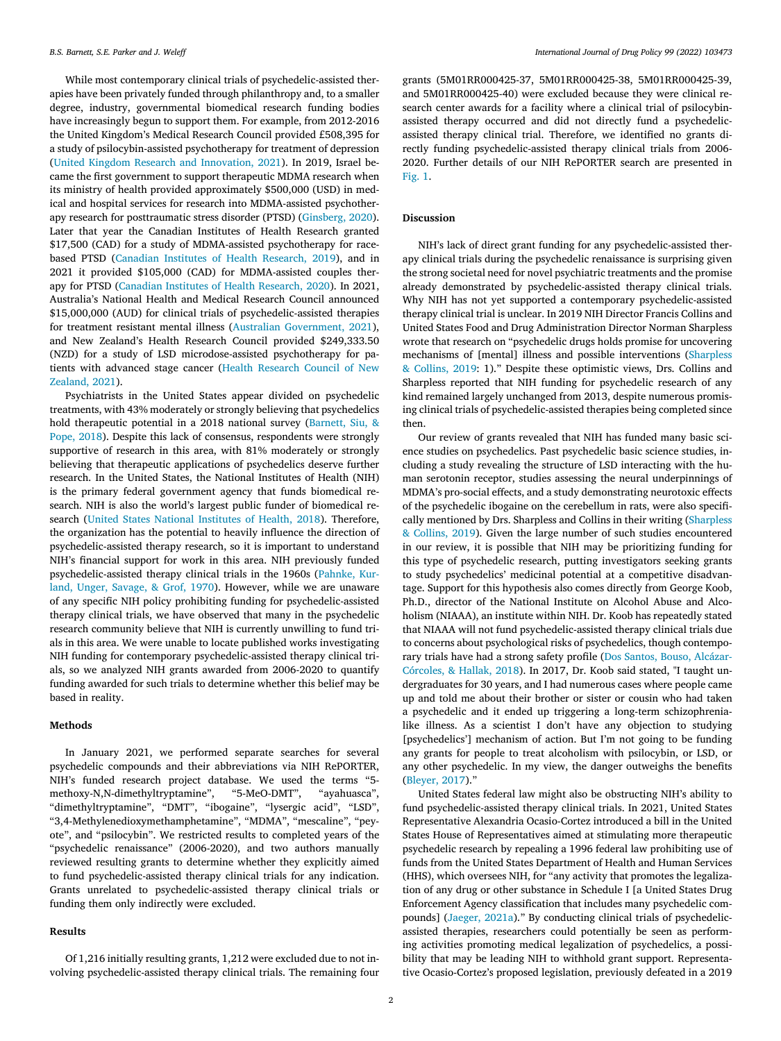While most contemporary clinical trials of psychedelic-assisted therapies have been privately funded through philanthropy and, to a smaller degree, industry, governmental biomedical research funding bodies have increasingly begun to support them. For example, from 2012-2016 the United Kingdom's Medical Research Council provided £508,395 for a study of psilocybin-assisted psychotherapy for treatment of depression (United Kingdom Research and Innovation, 2021). In 2019, Israel became the first government to support therapeutic MDMA research when its ministry of health provided approximately $500,000 (USD) in medical and hospital services for research into MDMA-assisted psychotherapy research for posttraumatic stress disorder (PTSD) (Ginsberg, 2020). Later that year the Canadian Institutes of Health Research granted $17,500 (CAD) for a study of MDMA-assisted psychotherapy for race-based PTSD (Canadian Institutes of Health Research, 2019), and in 2021 it provided $105,000 (CAD) for MDMA-assisted couples therapy for PTSD (Canadian Institutes of Health Research, 2020). In 2021, Australia's National Health and Medical Research Council announced $15,000,000 (AUD) for clinical trials of psychedelic-assisted therapies for treatment resistant mental illness (Australian Government, 2021), and New Zealand's Health Research Council provided $249,333.50 (NZD) for a study of LSD microdose-assisted psychotherapy for patients with advanced stage cancer (Health Research Council of New Zealand, 2021).

Psychiatrists in the United States appear divided on psychedelic treatments, with 43% moderately or strongly believing that psychedelics hold therapeutic potential in a 2018 national survey (Barnett, Siu, & Pope, 2018). Despite this lack of consensus, respondents were strongly supportive of research in this area, with 81% moderately or strongly believing that therapeutic applications of psychedelics deserve further research. In the United States, the National Institutes of Health (NIH) is the primary federal government agency that funds biomedical research. NIH is also the world's largest public funder of biomedical research (United States National Institutes of Health, 2018). Therefore, the organization has the potential to heavily influence the direction of psychedelic-assisted therapy research, so it is important to understand NIH's financial support for work in this area. NIH previously funded psychedelic-assisted therapy clinical trials in the 1960s (Pahnke, Kurland, Unger, Savage, & Grof, 1970). However, while we are unaware of any specific NIH policy prohibiting funding for psychedelic-assisted therapy clinical trials, we have observed that many in the psychedelic research community believe that NIH is currently unwilling to fund trials in this area. We were unable to locate published works investigating NIH funding for contemporary psychedelic-assisted therapy clinical trials, so we analyzed NIH grants awarded from 2006-2020 to quantify funding awarded for such trials to determine whether this belief may be based in reality.

## Methods

In January 2021, we performed separate searches for several psychedelic compounds and their abbreviations via NIH RePORTER, NIH's funded research project database. We used the terms "5-methoxy-N,N-dimethyltryptamine", "5-MeO-DMT", "ayahuasca", "dimethyltryptamine", "DMT", "ibogaine", "lysergic acid", "LSD", "3,4-Methylenedioxymethamphetamine", "MDMA", "mescaline", "peyote", and "psilocybin". We restricted results to completed years of the "psychedelic renaissance" (2006-2020), and two authors manually reviewed resulting grants to determine whether they explicitly aimed to fund psychedelic-assisted therapy clinical trials for any indication. Grants unrelated to psychedelic-assisted therapy clinical trials or funding them only indirectly were excluded.

## Results

Of 1,216 initially resulting grants, 1,212 were excluded due to not involving psychedelic-assisted therapy clinical trials. The remaining four grants (5M01RR000425-37, 5M01RR000425-38, 5M01RR000425-39, and 5M01RR000425-40) were excluded because they were clinical research center awards for a facility where a clinical trial of psilocybin-assisted therapy occurred and did not directly fund a psychedelic-assisted therapy clinical trial. Therefore, we identified no grants directly funding psychedelic-assisted therapy clinical trials from 2006-2020. Further details of our NIH RePORTER search are presented in Fig. 1.

## Discussion

NIH's lack of direct grant funding for any psychedelic-assisted therapy clinical trials during the psychedelic renaissance is surprising given the strong societal need for novel psychiatric treatments and the promise already demonstrated by psychedelic-assisted therapy clinical trials. Why NIH has not yet supported a contemporary psychedelic-assisted therapy clinical trial is unclear. In 2019 NIH Director Francis Collins and United States Food and Drug Administration Director Norman Sharpless wrote that research on "psychedelic drugs holds promise for uncovering mechanisms of [mental] illness and possible interventions (Sharpless & Collins, 2019: 1)." Despite these optimistic views, Drs. Collins and Sharpless reported that NIH funding for psychedelic research of any kind remained largely unchanged from 2013, despite numerous promising clinical trials of psychedelic-assisted therapies being completed since then.

Our review of grants revealed that NIH has funded many basic science studies on psychedelics. Past psychedelic basic science studies, including a study revealing the structure of LSD interacting with the human serotonin receptor, studies assessing the neural underpinnings of MDMA's pro-social effects, and a study demonstrating neurotoxic effects of the psychedelic ibogaine on the cerebellum in rats, were also specifically mentioned by Drs. Sharpless and Collins in their writing (Sharpless & Collins, 2019). Given the large number of such studies encountered in our review, it is possible that NIH may be prioritizing funding for this type of psychedelic research, putting investigators seeking grants to study psychedelics' medicinal potential at a competitive disadvantage. Support for this hypothesis also comes directly from George Koob, Ph.D., director of the National Institute on Alcohol Abuse and Alcoholism (NIAAA), an institute within NIH. Dr. Koob has repeatedly stated that NIAAA will not fund psychedelic-assisted therapy clinical trials due to concerns about psychological risks of psychedelics, though contemporary trials have had a strong safety profile (Dos Santos, Bouso, Alcázar-Córcoles, & Hallak, 2018). In 2017, Dr. Koob said stated, "I taught undergraduates for 30 years, and I had numerous cases where people came up and told me about their brother or sister or cousin who had taken a psychedelic and it ended up triggering a long-term schizophrenia-like illness. As a scientist I don't have any objection to studying [psychedelics'] mechanism of action. But I'm not going to be funding any grants for people to treat alcoholism with psilocybin, or LSD, or any other psychedelic. In my view, the danger outweighs the benefits (Bleyer, 2017)."

United States federal law might also be obstructing NIH's ability to fund psychedelic-assisted therapy clinical trials. In 2021, United States Representative Alexandria Ocasio-Cortez introduced a bill in the United States House of Representatives aimed at stimulating more therapeutic psychedelic research by repealing a 1996 federal law prohibiting use of funds from the United States Department of Health and Human Services (HHS), which oversees NIH, for "any activity that promotes the legalization of any drug or other substance in Schedule I [a United States Drug Enforcement Agency classification that includes many psychedelic compounds] (Jaeger, 2021a)." By conducting clinical trials of psychedelic-assisted therapies, researchers could potentially be seen as performing activities promoting medical legalization of psychedelics, a possibility that may be leading NIH to withhold grant support. Representative Ocasio-Cortez's proposed legislation, previously defeated in a 2019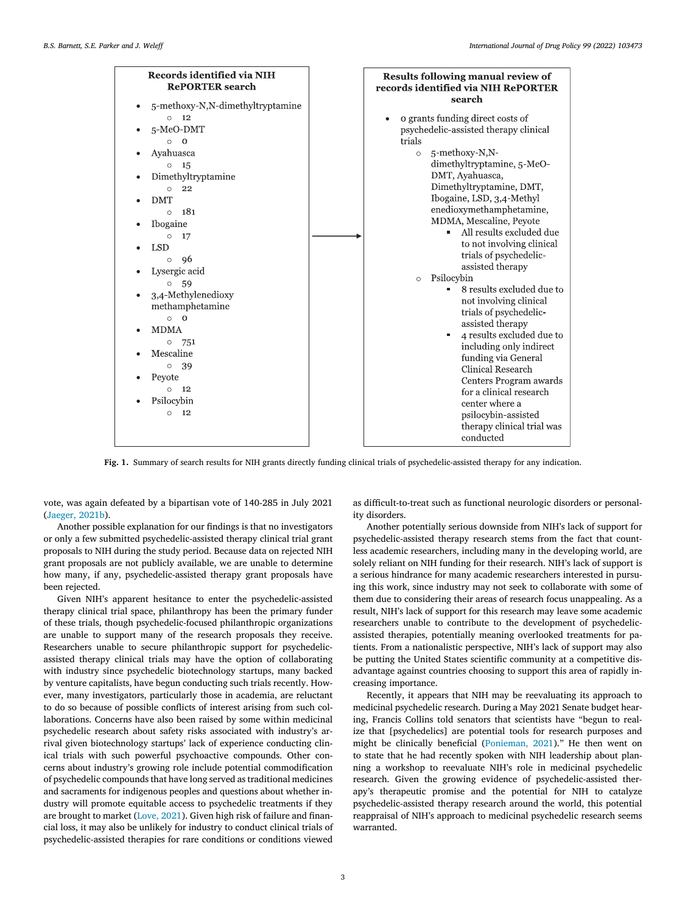**Records identified via NIH RePORTER search**

- 5-methoxy-N,N-dimethyltryptamine
  - 12
- 5-MeO-DMT
  - 0
- Ayahuasca
  - 15
- Dimethyltryptamine
  - 22
- DMT
  - 181
- Ibogaine
  - 17
- LSD
  - 96
- Lysergic acid
  - 59
- 3,4-Methylenedioxy methamphetamine
  - 0
- MDMA
  - 751
- Mescaline
  - 39
- Peyote
  - 12
- Psilocybin
  - 12

→

**Results following manual review of records identified via NIH RePORTER search**

- 0 grants funding direct costs of psychedelic-assisted therapy clinical trials
  - 5-methoxy-N,N-dimethyltryptamine, 5-MeO-DMT, Ayahuasca, Dimethyltryptamine, DMT, Ibogaine, LSD, 3,4-Methyl enedioxymethamphetamine, MDMA, Mescaline, Peyote
    - All results excluded due to not involving clinical trials of psychedelic-assisted therapy
  - Psilocybin
    - 8 results excluded due to not involving clinical trials of psychedelic-assisted therapy
    - 4 results excluded due to including only indirect funding via General Clinical Research Centers Program awards for a clinical research center where a psilocybin-assisted therapy clinical trial was conducted

**Fig. 1.** Summary of search results for NIH grants directly funding clinical trials of psychedelic-assisted therapy for any indication.

vote, was again defeated by a bipartisan vote of 140-285 in July 2021 (Jaeger, 2021b).

Another possible explanation for our findings is that no investigators or only a few submitted psychedelic-assisted therapy clinical trial grant proposals to NIH during the study period. Because data on rejected NIH grant proposals are not publicly available, we are unable to determine how many, if any, psychedelic-assisted therapy grant proposals have been rejected.

Given NIH's apparent hesitance to enter the psychedelic-assisted therapy clinical trial space, philanthropy has been the primary funder of these trials, though psychedelic-focused philanthropic organizations are unable to support many of the research proposals they receive. Researchers unable to secure philanthropic support for psychedelic-assisted therapy clinical trials may have the option of collaborating with industry since psychedelic biotechnology startups, many backed by venture capitalists, have begun conducting such trials recently. However, many investigators, particularly those in academia, are reluctant to do so because of possible conflicts of interest arising from such collaborations. Concerns have also been raised by some within medicinal psychedelic research about safety risks associated with industry's arrival given biotechnology startups' lack of experience conducting clinical trials with such powerful psychoactive compounds. Other concerns about industry's growing role include potential commodification of psychedelic compounds that have long served as traditional medicines and sacraments for indigenous peoples and questions about whether industry will promote equitable access to psychedelic treatments if they are brought to market (Love, 2021). Given high risk of failure and financial loss, it may also be unlikely for industry to conduct clinical trials of psychedelic-assisted therapies for rare conditions or conditions viewed as difficult-to-treat such as functional neurologic disorders or personality disorders.

Another potentially serious downside from NIH's lack of support for psychedelic-assisted therapy research stems from the fact that countless academic researchers, including many in the developing world, are solely reliant on NIH funding for their research. NIH's lack of support is a serious hindrance for many academic researchers interested in pursuing this work, since industry may not seek to collaborate with some of them due to considering their areas of research focus unappealing. As a result, NIH's lack of support for this research may leave some academic researchers unable to contribute to the development of psychedelic-assisted therapies, potentially meaning overlooked treatments for patients. From a nationalistic perspective, NIH's lack of support may also be putting the United States scientific community at a competitive disadvantage against countries choosing to support this area of rapidly increasing importance.

Recently, it appears that NIH may be reevaluating its approach to medicinal psychedelic research. During a May 2021 Senate budget hearing, Francis Collins told senators that scientists have "begun to realize that [psychedelics] are potential tools for research purposes and might be clinically beneficial (Ponieman, 2021)." He then went on to state that he had recently spoken with NIH leadership about planning a workshop to reevaluate NIH's role in medicinal psychedelic research. Given the growing evidence of psychedelic-assisted therapy's therapeutic promise and the potential for NIH to catalyze psychedelic-assisted therapy research around the world, this potential reappraisal of NIH's approach to medicinal psychedelic research seems warranted.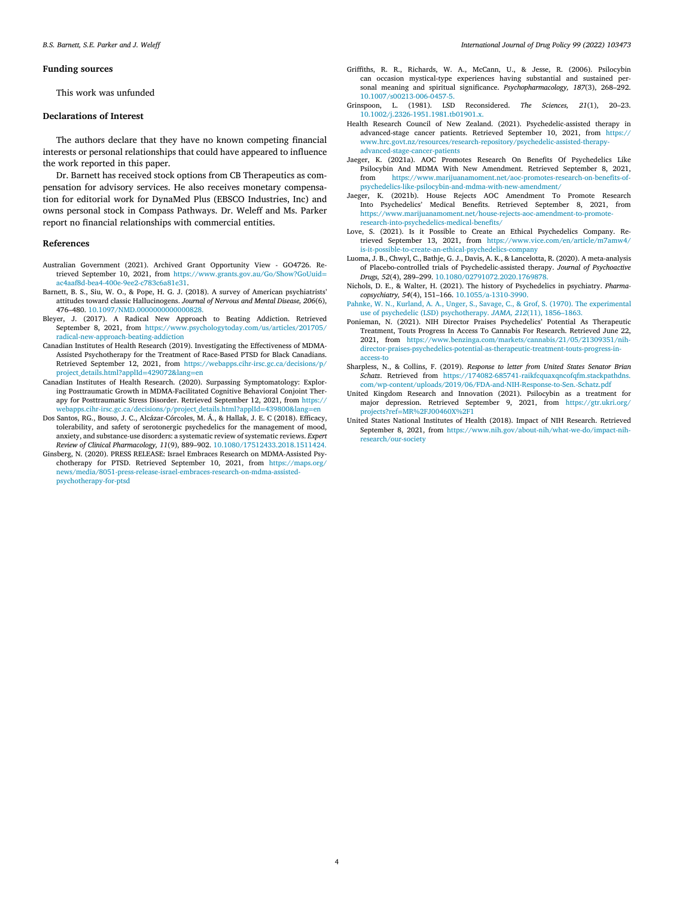## Funding sources

This work was unfunded

## Declarations of Interest

The authors declare that they have no known competing financial interests or personal relationships that could have appeared to influence the work reported in this paper.

Dr. Barnett has received stock options from CB Therapeutics as compensation for advisory services. He also receives monetary compensation for editorial work for DynaMed Plus (EBSCO Industries, Inc) and owns personal stock in Compass Pathways. Dr. Weleff and Ms. Parker report no financial relationships with commercial entities.

## References

Australian Government (2021). Archived Grant Opportunity View - GO4726. Retrieved September 10, 2021, from https://www.grants.gov.au/Go/Show?GoUuid=ac4aaf8d-bea4-400e-9ee2-c783c6a81e31.

Barnett, B. S., Siu, W. O., & Pope, H. G. J. (2018). A survey of American psychiatrists' attitudes toward classic Hallucinogens. *Journal of Nervous and Mental Disease, 206*(6), 476–480. 10.1097/NMD.0000000000000828.

Bleyer, J. (2017). A Radical New Approach to Beating Addiction. Retrieved September 8, 2021, from https://www.psychologytoday.com/us/articles/201705/radical-new-approach-beating-addiction

Canadian Institutes of Health Research (2019). Investigating the Effectiveness of MDMA-Assisted Psychotherapy for the Treatment of Race-Based PTSD for Black Canadians. Retrieved September 12, 2021, from https://webapps.cihr-irsc.gc.ca/decisions/p/project_details.html?applId=429072&lang=en

Canadian Institutes of Health Research. (2020). Surpassing Symptomatology: Exploring Posttraumatic Growth in MDMA-Facilitated Cognitive Behavioral Conjoint Therapy for Posttraumatic Stress Disorder. Retrieved September 12, 2021, from https://webapps.cihr-irsc.gc.ca/decisions/p/project_details.html?applId=439800&lang=en

Dos Santos, RG., Bouso, J. C., Alcázar-Córcoles, M. Á., & Hallak, J. E. C (2018). Efficacy, tolerability, and safety of serotonergic psychedelics for the management of mood, anxiety, and substance-use disorders: a systematic review of systematic reviews. *Expert Review of Clinical Pharmacology, 11*(9), 889–902. 10.1080/17512433.2018.1511424.

Ginsberg, N. (2020). PRESS RELEASE: Israel Embraces Research on MDMA-Assisted Psychotherapy for PTSD. Retrieved September 10, 2021, from https://maps.org/news/media/8051-press-release-israel-embraces-research-on-mdma-assisted-psychotherapy-for-ptsd

Griffiths, R. R., Richards, W. A., McCann, U., & Jesse, R. (2006). Psilocybin can occasion mystical-type experiences having substantial and sustained personal meaning and spiritual significance. *Psychopharmacology, 187*(3), 268–292. 10.1007/s00213-006-0457-5.

Grinspoon, L. (1981). LSD Reconsidered. *The Sciences, 21*(1), 20–23. 10.1002/j.2326-1951.1981.tb01901.x.

Health Research Council of New Zealand. (2021). Psychedelic-assisted therapy in advanced-stage cancer patients. Retrieved September 10, 2021, from https://www.hrc.govt.nz/resources/research-repository/psychedelic-assisted-therapy-advanced-stage-cancer-patients

Jaeger, K. (2021a). AOC Promotes Research On Benefits Of Psychedelics Like Psilocybin And MDMA With New Amendment. Retrieved September 8, 2021, from https://www.marijuanamoment.net/aoc-promotes-research-on-benefits-of-psychedelics-like-psilocybin-and-mdma-with-new-amendment/

Jaeger, K. (2021b). House Rejects AOC Amendment To Promote Research Into Psychedelics' Medical Benefits. Retrieved September 8, 2021, from https://www.marijuanamoment.net/house-rejects-aoc-amendment-to-promote-research-into-psychedelics-medical-benefits/

Love, S. (2021). Is it Possible to Create an Ethical Psychedelics Company. Retrieved September 13, 2021, from https://www.vice.com/en/article/m7amw4/is-it-possible-to-create-an-ethical-psychedelics-company

Luoma, J. B., Chwyl, C., Bathje, G. J., Davis, A. K., & Lancelotta, R. (2020). A meta-analysis of Placebo-controlled trials of Psychedelic-assisted therapy. *Journal of Psychoactive Drugs, 52*(4), 289–299. 10.1080/02791072.2020.1769878.

Nichols, D. E., & Walter, H. (2021). The history of Psychedelics in psychiatry. *Pharmacopsychiatry, 54*(4), 151–166. 10.1055/a-1310-3990.

Pahnke, W. N., Kurland, A. A., Unger, S., Savage, C., & Grof, S. (1970). The experimental use of psychedelic (LSD) psychotherapy. *JAMA, 212*(11), 1856–1863.

Ponieman, N. (2021). NIH Director Praises Psychedelics' Potential As Therapeutic Treatment, Touts Progress In Access To Cannabis For Research. Retrieved June 22, 2021, from https://www.benzinga.com/markets/cannabis/21/05/21309351/nih-director-praises-psychedelics-potential-as-therapeutic-treatment-touts-progress-in-access-to

Sharpless, N., & Collins, F. (2019). *Response to letter from United States Senator Brian Schatz*. Retrieved from https://174082-685741-raikfcquaxqncofqfm.stackpathdns.com/wp-content/uploads/2019/06/FDA-and-NIH-Response-to-Sen.-Schatz.pdf

United Kingdom Research and Innovation (2021). Psilocybin as a treatment for major depression. Retrieved September 9, 2021, from https://gtr.ukri.org/projects?ref=MR%2FJ00460X%2F1

United States National Institutes of Health (2018). Impact of NIH Research. Retrieved September 8, 2021, from https://www.nih.gov/about-nih/what-we-do/impact-nih-research/our-society